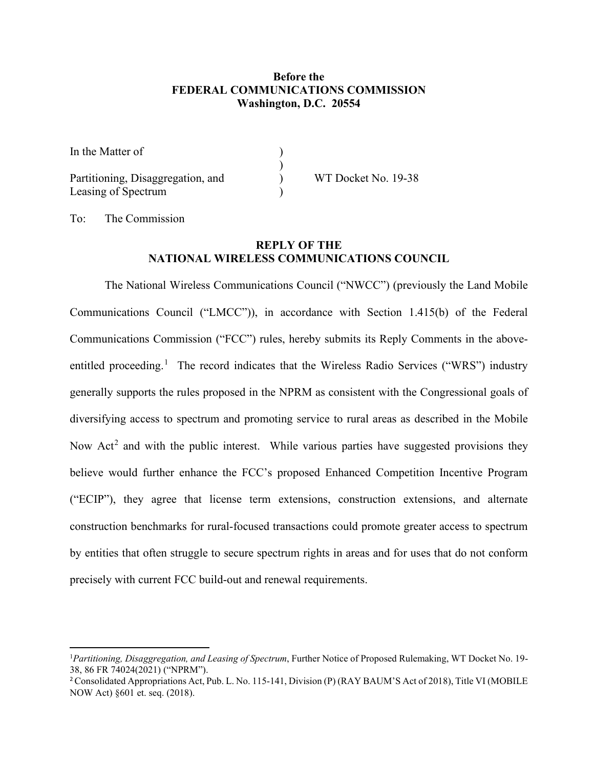**Before the**
**FEDERAL COMMUNICATIONS COMMISSION**
**Washington, D.C. 20554**

| | | |
|---|---|---|
| In the Matter of | ) | |
| | ) | |
| Partitioning, Disaggregation, and Leasing of Spectrum | ) | WT Docket No. 19-38 |
| | ) | |

To: The Commission

**REPLY OF THE**
**NATIONAL WIRELESS COMMUNICATIONS COUNCIL**

The National Wireless Communications Council ("NWCC") (previously the Land Mobile Communications Council ("LMCC")), in accordance with Section 1.415(b) of the Federal Communications Commission ("FCC") rules, hereby submits its Reply Comments in the above-entitled proceeding.[1] The record indicates that the Wireless Radio Services ("WRS") industry generally supports the rules proposed in the NPRM as consistent with the Congressional goals of diversifying access to spectrum and promoting service to rural areas as described in the Mobile Now Act[2] and with the public interest. While various parties have suggested provisions they believe would further enhance the FCC's proposed Enhanced Competition Incentive Program ("ECIP"), they agree that license term extensions, construction extensions, and alternate construction benchmarks for rural-focused transactions could promote greater access to spectrum by entities that often struggle to secure spectrum rights in areas and for uses that do not conform precisely with current FCC build-out and renewal requirements.

---

[1] *Partitioning, Disaggregation, and Leasing of Spectrum*, Further Notice of Proposed Rulemaking, WT Docket No. 19-38, 86 FR 74024(2021) ("NPRM").

[2] Consolidated Appropriations Act, Pub. L. No. 115-141, Division (P) (RAY BAUM'S Act of 2018), Title VI (MOBILE NOW Act) §601 et. seq. (2018).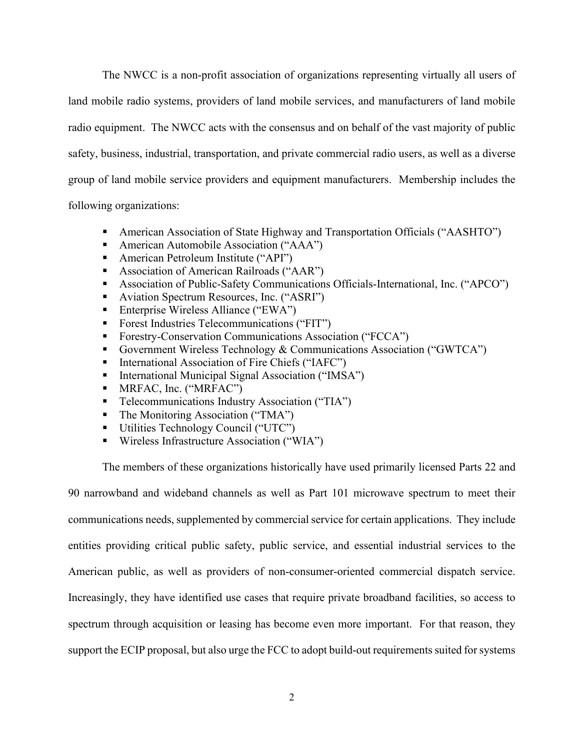The NWCC is a non-profit association of organizations representing virtually all users of land mobile radio systems, providers of land mobile services, and manufacturers of land mobile radio equipment. The NWCC acts with the consensus and on behalf of the vast majority of public safety, business, industrial, transportation, and private commercial radio users, as well as a diverse group of land mobile service providers and equipment manufacturers. Membership includes the following organizations:

- American Association of State Highway and Transportation Officials ("AASHTO")
- American Automobile Association ("AAA")
- American Petroleum Institute ("API")
- Association of American Railroads ("AAR")
- Association of Public-Safety Communications Officials-International, Inc. ("APCO")
- Aviation Spectrum Resources, Inc. ("ASRI")
- Enterprise Wireless Alliance ("EWA")
- Forest Industries Telecommunications ("FIT")
- Forestry-Conservation Communications Association ("FCCA")
- Government Wireless Technology & Communications Association ("GWTCA")
- International Association of Fire Chiefs ("IAFC")
- International Municipal Signal Association ("IMSA")
- MRFAC, Inc. ("MRFAC")
- Telecommunications Industry Association ("TIA")
- The Monitoring Association ("TMA")
- Utilities Technology Council ("UTC")
- Wireless Infrastructure Association ("WIA")

The members of these organizations historically have used primarily licensed Parts 22 and 90 narrowband and wideband channels as well as Part 101 microwave spectrum to meet their communications needs, supplemented by commercial service for certain applications. They include entities providing critical public safety, public service, and essential industrial services to the American public, as well as providers of non-consumer-oriented commercial dispatch service. Increasingly, they have identified use cases that require private broadband facilities, so access to spectrum through acquisition or leasing has become even more important. For that reason, they support the ECIP proposal, but also urge the FCC to adopt build-out requirements suited for systems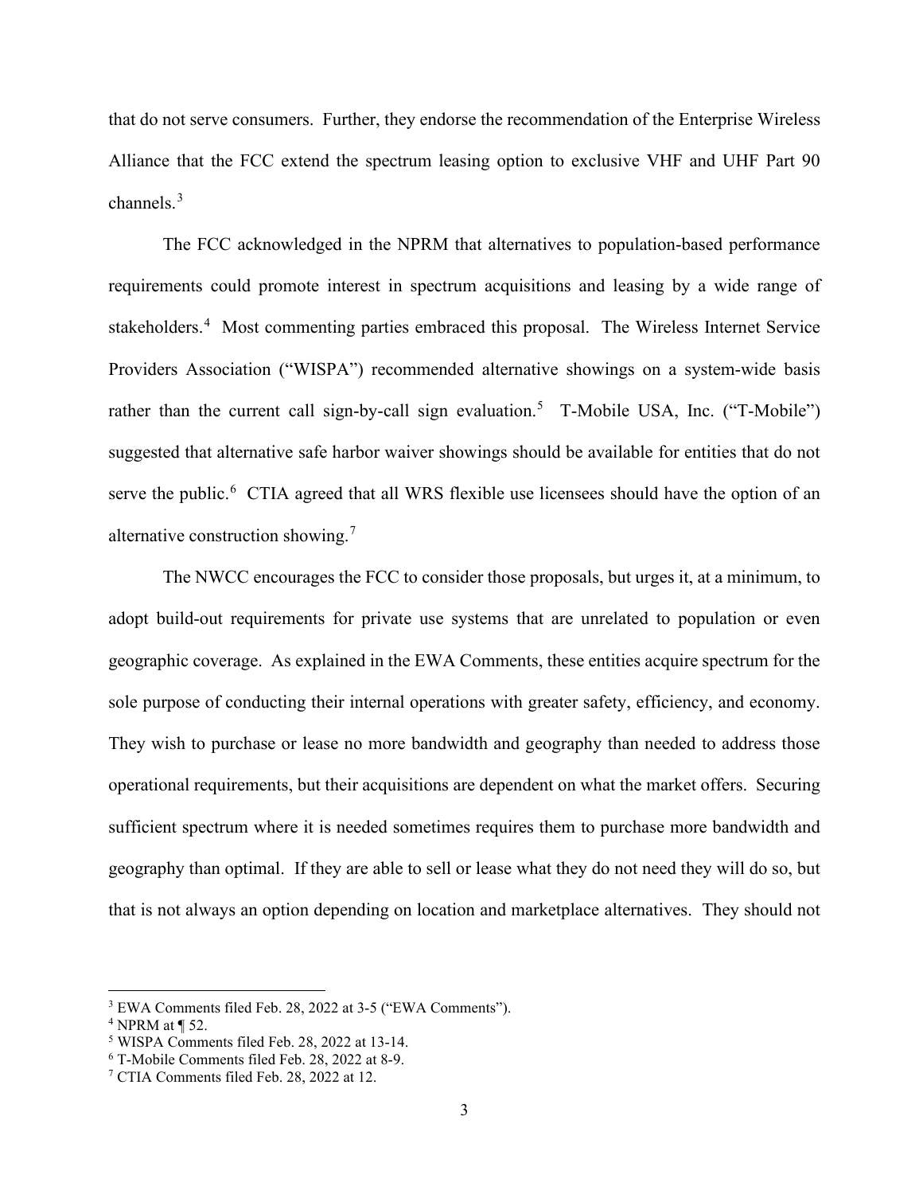that do not serve consumers. Further, they endorse the recommendation of the Enterprise Wireless Alliance that the FCC extend the spectrum leasing option to exclusive VHF and UHF Part 90 channels.[3]

The FCC acknowledged in the NPRM that alternatives to population-based performance requirements could promote interest in spectrum acquisitions and leasing by a wide range of stakeholders.[4] Most commenting parties embraced this proposal. The Wireless Internet Service Providers Association ("WISPA") recommended alternative showings on a system-wide basis rather than the current call sign-by-call sign evaluation.[5] T-Mobile USA, Inc. ("T-Mobile") suggested that alternative safe harbor waiver showings should be available for entities that do not serve the public.[6] CTIA agreed that all WRS flexible use licensees should have the option of an alternative construction showing.[7]

The NWCC encourages the FCC to consider those proposals, but urges it, at a minimum, to adopt build-out requirements for private use systems that are unrelated to population or even geographic coverage. As explained in the EWA Comments, these entities acquire spectrum for the sole purpose of conducting their internal operations with greater safety, efficiency, and economy. They wish to purchase or lease no more bandwidth and geography than needed to address those operational requirements, but their acquisitions are dependent on what the market offers. Securing sufficient spectrum where it is needed sometimes requires them to purchase more bandwidth and geography than optimal. If they are able to sell or lease what they do not need they will do so, but that is not always an option depending on location and marketplace alternatives. They should not

[3] EWA Comments filed Feb. 28, 2022 at 3-5 ("EWA Comments").

[4] NPRM at ¶ 52.

[5] WISPA Comments filed Feb. 28, 2022 at 13-14.

[6] T-Mobile Comments filed Feb. 28, 2022 at 8-9.

[7] CTIA Comments filed Feb. 28, 2022 at 12.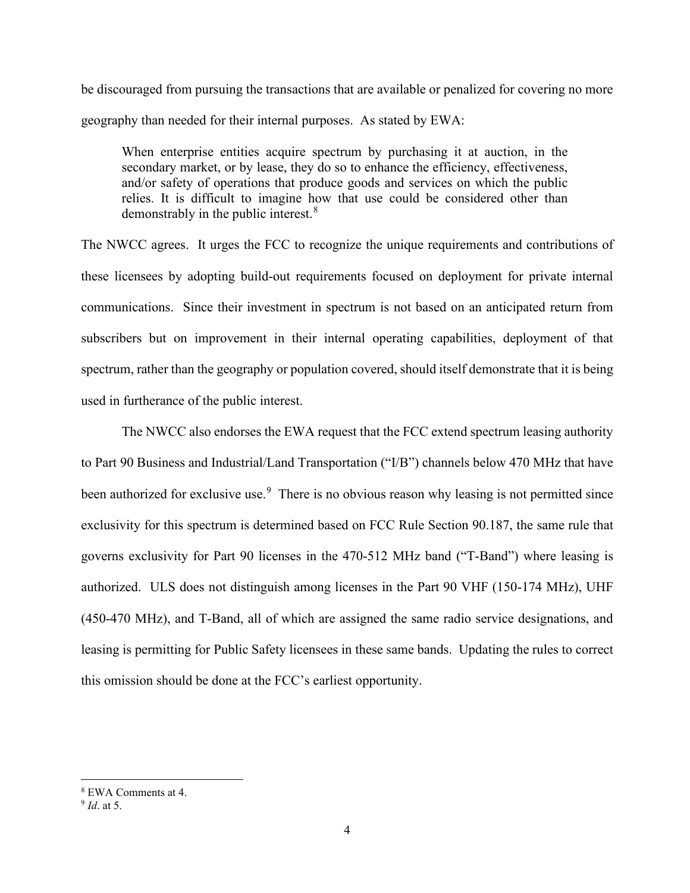be discouraged from pursuing the transactions that are available or penalized for covering no more geography than needed for their internal purposes. As stated by EWA:

> When enterprise entities acquire spectrum by purchasing it at auction, in the secondary market, or by lease, they do so to enhance the efficiency, effectiveness, and/or safety of operations that produce goods and services on which the public relies. It is difficult to imagine how that use could be considered other than demonstrably in the public interest.[8]

The NWCC agrees. It urges the FCC to recognize the unique requirements and contributions of these licensees by adopting build-out requirements focused on deployment for private internal communications. Since their investment in spectrum is not based on an anticipated return from subscribers but on improvement in their internal operating capabilities, deployment of that spectrum, rather than the geography or population covered, should itself demonstrate that it is being used in furtherance of the public interest.

The NWCC also endorses the EWA request that the FCC extend spectrum leasing authority to Part 90 Business and Industrial/Land Transportation ("I/B") channels below 470 MHz that have been authorized for exclusive use.[9] There is no obvious reason why leasing is not permitted since exclusivity for this spectrum is determined based on FCC Rule Section 90.187, the same rule that governs exclusivity for Part 90 licenses in the 470-512 MHz band ("T-Band") where leasing is authorized. ULS does not distinguish among licenses in the Part 90 VHF (150-174 MHz), UHF (450-470 MHz), and T-Band, all of which are assigned the same radio service designations, and leasing is permitting for Public Safety licensees in these same bands. Updating the rules to correct this omission should be done at the FCC's earliest opportunity.

---

[8] EWA Comments at 4.

[9] *Id*. at 5.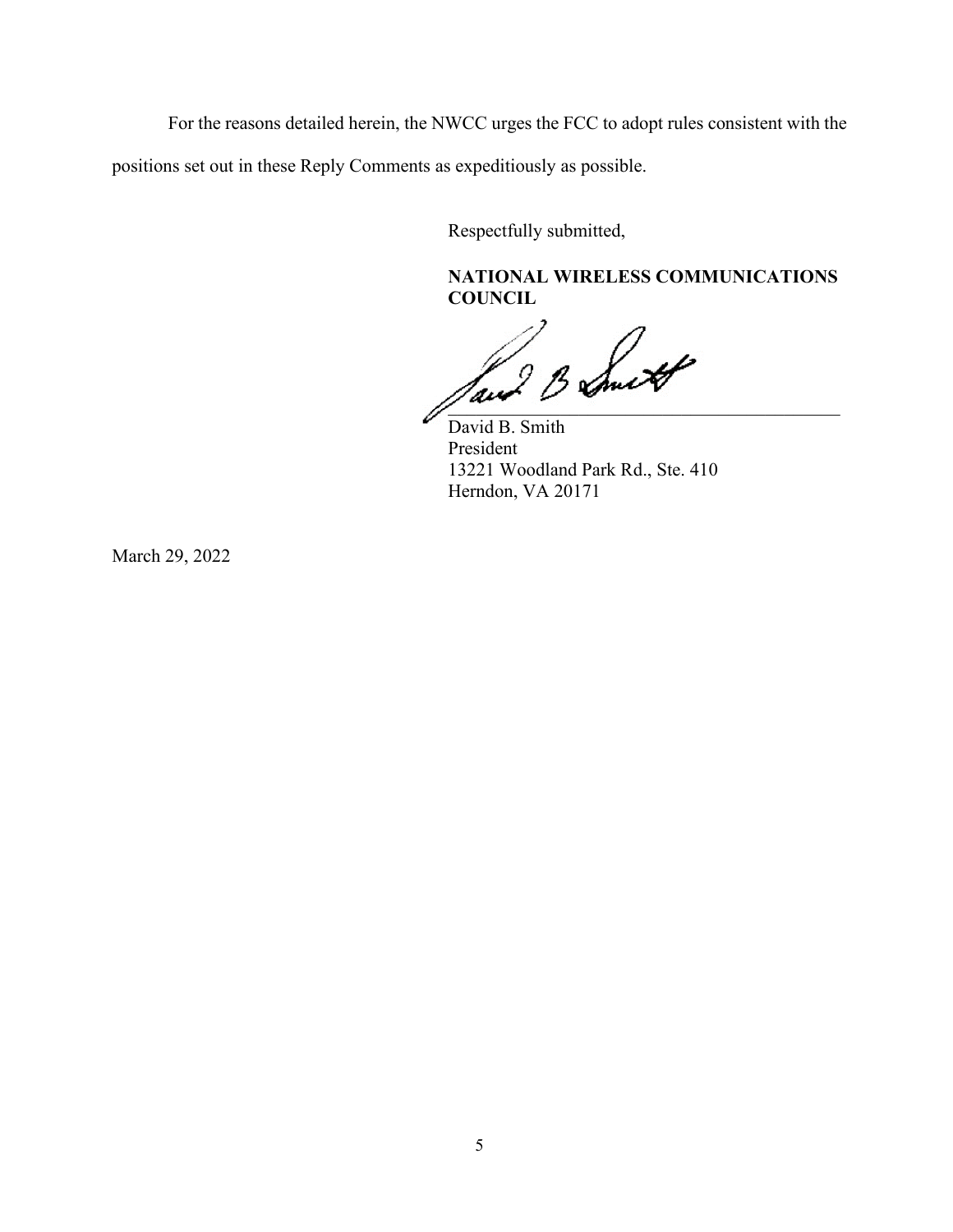For the reasons detailed herein, the NWCC urges the FCC to adopt rules consistent with the positions set out in these Reply Comments as expeditiously as possible.

Respectfully submitted,

**NATIONAL WIRELESS COMMUNICATIONS COUNCIL**

______________________________________

David B. Smith
President
13221 Woodland Park Rd., Ste. 410
Herndon, VA 20171

March 29, 2022